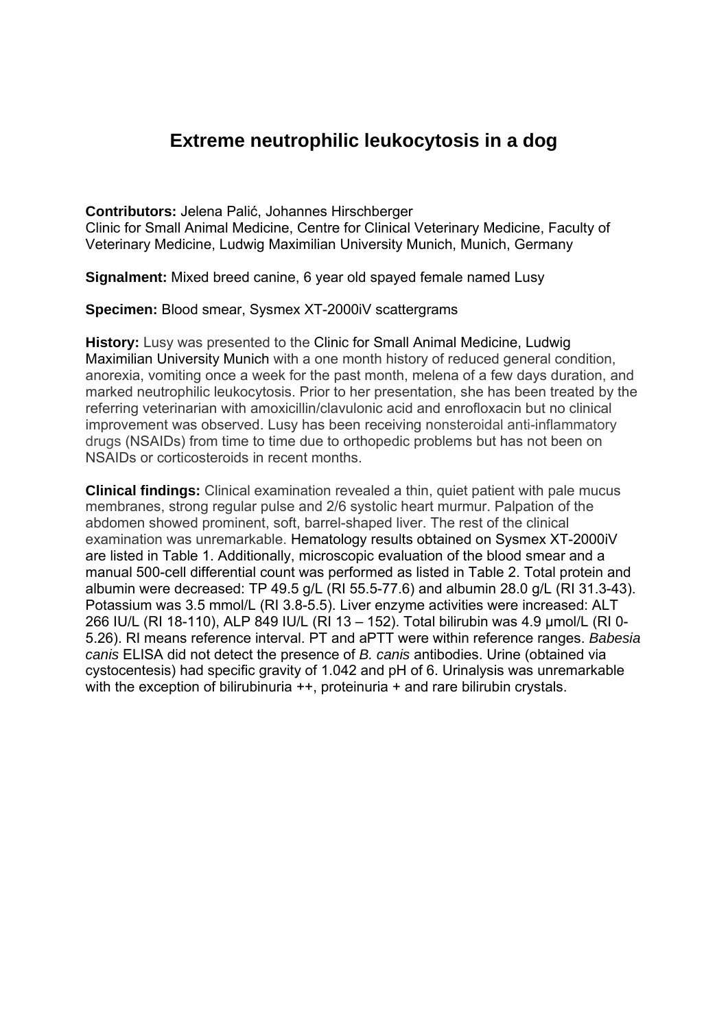# Extreme neutrophilic leukocytosis in a dog

**Contributors:** Jelena Palić, Johannes Hirschberger
Clinic for Small Animal Medicine, Centre for Clinical Veterinary Medicine, Faculty of Veterinary Medicine, Ludwig Maximilian University Munich, Munich, Germany

**Signalment:** Mixed breed canine, 6 year old spayed female named Lusy

**Specimen:** Blood smear, Sysmex XT-2000iV scattergrams

**History:** Lusy was presented to the Clinic for Small Animal Medicine, Ludwig Maximilian University Munich with a one month history of reduced general condition, anorexia, vomiting once a week for the past month, melena of a few days duration, and marked neutrophilic leukocytosis. Prior to her presentation, she has been treated by the referring veterinarian with amoxicillin/clavulonic acid and enrofloxacin but no clinical improvement was observed. Lusy has been receiving nonsteroidal anti-inflammatory drugs (NSAIDs) from time to time due to orthopedic problems but has not been on NSAIDs or corticosteroids in recent months.

**Clinical findings:** Clinical examination revealed a thin, quiet patient with pale mucus membranes, strong regular pulse and 2/6 systolic heart murmur. Palpation of the abdomen showed prominent, soft, barrel-shaped liver. The rest of the clinical examination was unremarkable. Hematology results obtained on Sysmex XT-2000iV are listed in Table 1. Additionally, microscopic evaluation of the blood smear and a manual 500-cell differential count was performed as listed in Table 2. Total protein and albumin were decreased: TP 49.5 g/L (RI 55.5-77.6) and albumin 28.0 g/L (RI 31.3-43). Potassium was 3.5 mmol/L (RI 3.8-5.5). Liver enzyme activities were increased: ALT 266 IU/L (RI 18-110), ALP 849 IU/L (RI 13 – 152). Total bilirubin was 4.9 μmol/L (RI 0-5.26). RI means reference interval. PT and aPTT were within reference ranges. *Babesia canis* ELISA did not detect the presence of *B. canis* antibodies. Urine (obtained via cystocentesis) had specific gravity of 1.042 and pH of 6. Urinalysis was unremarkable with the exception of bilirubinuria ++, proteinuria + and rare bilirubin crystals.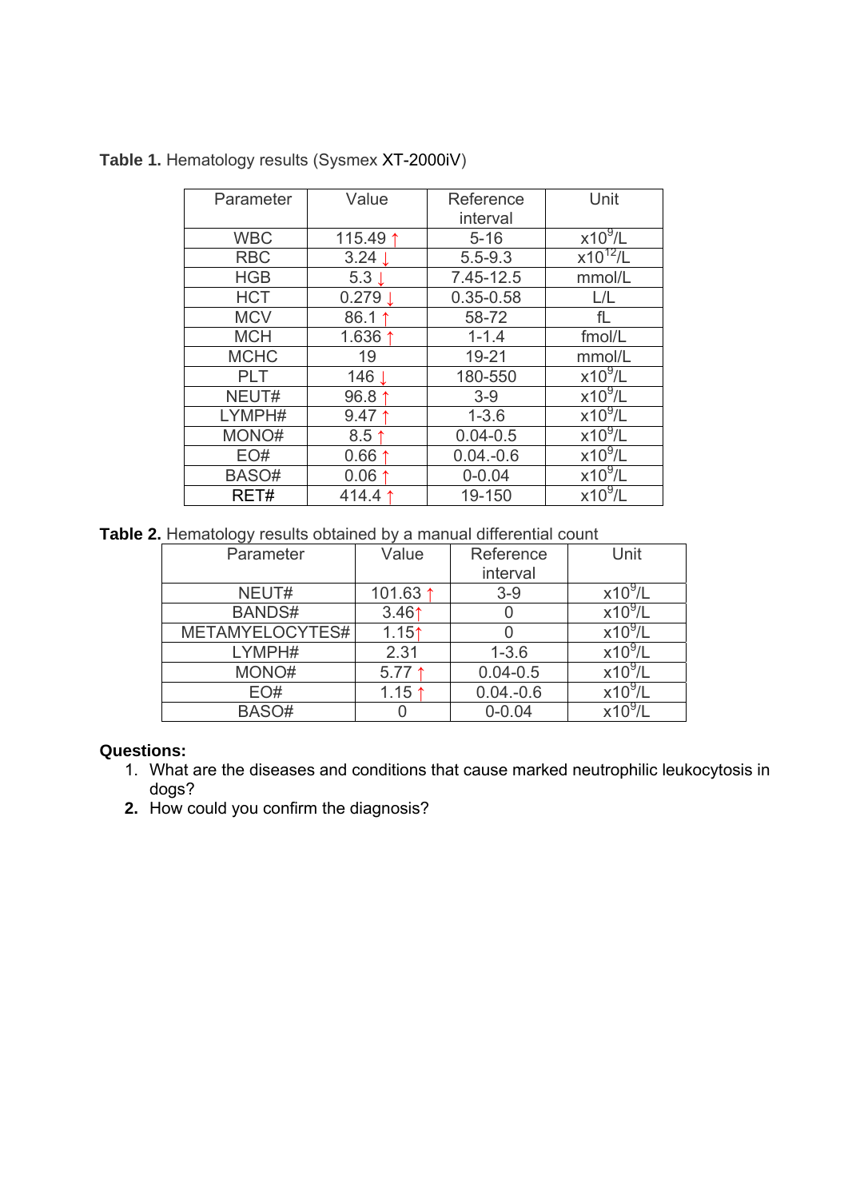**Table 1.** Hematology results (Sysmex XT-2000iV)

| Parameter | Value | Reference interval | Unit |
|---|---|---|---|
| WBC | 115.49 ↑ | 5-16 | $x10^9$/L |
| RBC | 3.24 ↓ | 5.5-9.3 | $x10^{12}$/L |
| HGB | 5.3 ↓ | 7.45-12.5 | mmol/L |
| HCT | 0.279 ↓ | 0.35-0.58 | L/L |
| MCV | 86.1 ↑ | 58-72 | fL |
| MCH | 1.636 ↑ | 1-1.4 | fmol/L |
| MCHC | 19 | 19-21 | mmol/L |
| PLT | 146 ↓ | 180-550 | $x10^9$/L |
| NEUT# | 96.8 ↑ | 3-9 | $x10^9$/L |
| LYMPH# | 9.47 ↑ | 1-3.6 | $x10^9$/L |
| MONO# | 8.5 ↑ | 0.04-0.5 | $x10^9$/L |
| EO# | 0.66 ↑ | 0.04.-0.6 | $x10^9$/L |
| BASO# | 0.06 ↑ | 0-0.04 | $x10^9$/L |
| RET# | 414.4 ↑ | 19-150 | $x10^9$/L |

**Table 2.** Hematology results obtained by a manual differential count

| Parameter | Value | Reference interval | Unit |
|---|---|---|---|
| NEUT# | 101.63 ↑ | 3-9 | $x10^9$/L |
| BANDS# | 3.46↑ | 0 | $x10^9$/L |
| METAMYELOCYTES# | 1.15↑ | 0 | $x10^9$/L |
| LYMPH# | 2.31 | 1-3.6 | $x10^9$/L |
| MONO# | 5.77 ↑ | 0.04-0.5 | $x10^9$/L |
| EO# | 1.15 ↑ | 0.04.-0.6 | $x10^9$/L |
| BASO# | 0 | 0-0.04 | $x10^9$/L |

**Questions:**

1. What are the diseases and conditions that cause marked neutrophilic leukocytosis in dogs?
2. How could you confirm the diagnosis?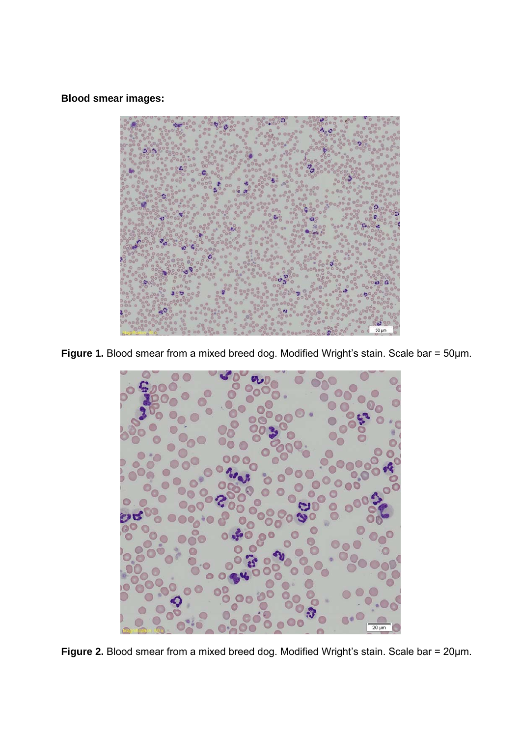**Blood smear images:**

**Figure 1.** Blood smear from a mixed breed dog. Modified Wright's stain. Scale bar = 50μm.

**Figure 2.** Blood smear from a mixed breed dog. Modified Wright's stain. Scale bar = 20μm.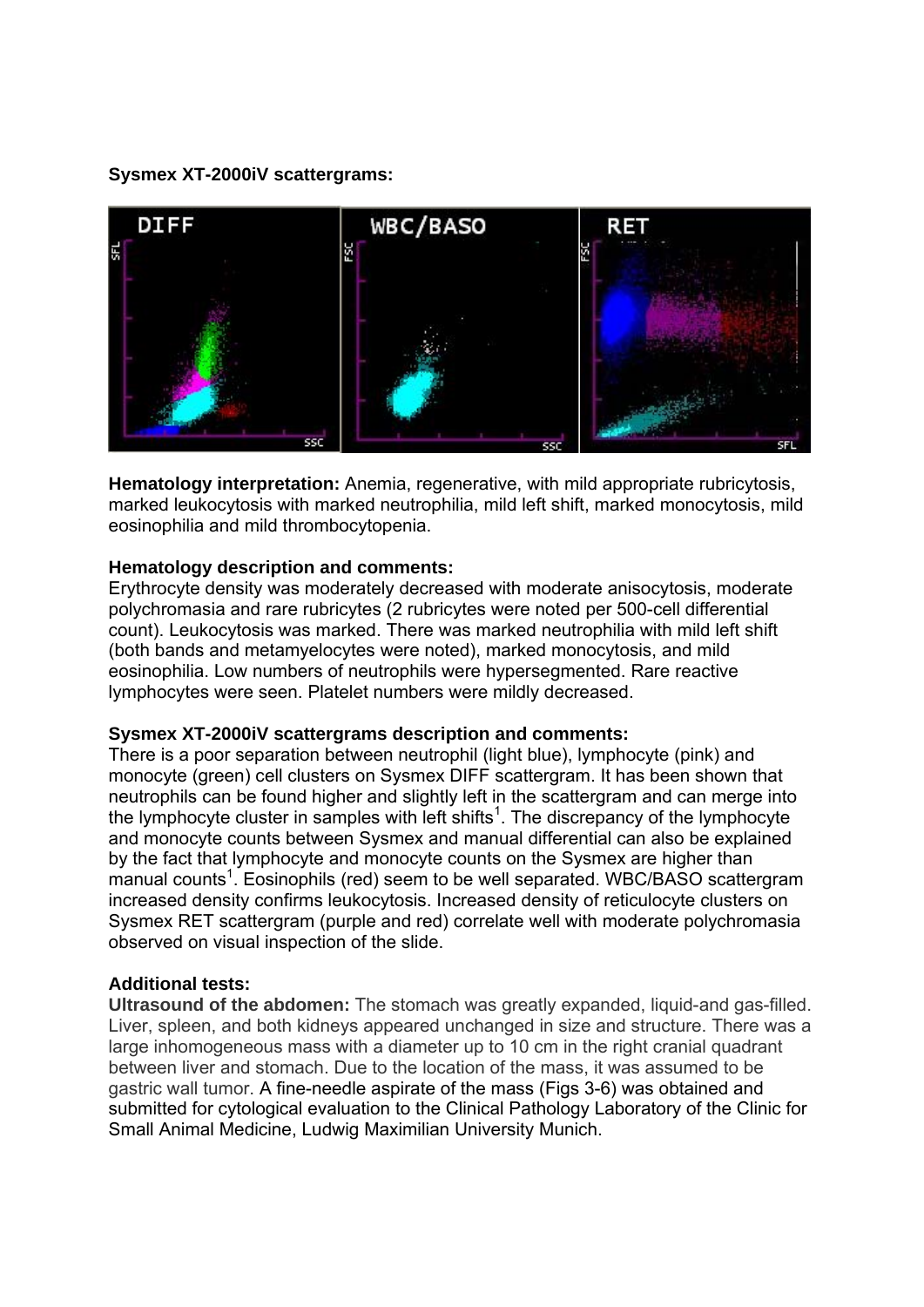**Sysmex XT-2000iV scattergrams:**

**Hematology interpretation:** Anemia, regenerative, with mild appropriate rubricytosis, marked leukocytosis with marked neutrophilia, mild left shift, marked monocytosis, mild eosinophilia and mild thrombocytopenia.

**Hematology description and comments:**

Erythrocyte density was moderately decreased with moderate anisocytosis, moderate polychromasia and rare rubricytes (2 rubricytes were noted per 500-cell differential count). Leukocytosis was marked. There was marked neutrophilia with mild left shift (both bands and metamyelocytes were noted), marked monocytosis, and mild eosinophilia. Low numbers of neutrophils were hypersegmented. Rare reactive lymphocytes were seen. Platelet numbers were mildly decreased.

**Sysmex XT-2000iV scattergrams description and comments:**

There is a poor separation between neutrophil (light blue), lymphocyte (pink) and monocyte (green) cell clusters on Sysmex DIFF scattergram. It has been shown that neutrophils can be found higher and slightly left in the scattergram and can merge into the lymphocyte cluster in samples with left shifts[1]. The discrepancy of the lymphocyte and monocyte counts between Sysmex and manual differential can also be explained by the fact that lymphocyte and monocyte counts on the Sysmex are higher than manual counts[1]. Eosinophils (red) seem to be well separated. WBC/BASO scattergram increased density confirms leukocytosis. Increased density of reticulocyte clusters on Sysmex RET scattergram (purple and red) correlate well with moderate polychromasia observed on visual inspection of the slide.

**Additional tests:**

**Ultrasound of the abdomen:** The stomach was greatly expanded, liquid-and gas-filled. Liver, spleen, and both kidneys appeared unchanged in size and structure. There was a large inhomogeneous mass with a diameter up to 10 cm in the right cranial quadrant between liver and stomach. Due to the location of the mass, it was assumed to be gastric wall tumor. A fine-needle aspirate of the mass (Figs 3-6) was obtained and submitted for cytological evaluation to the Clinical Pathology Laboratory of the Clinic for Small Animal Medicine, Ludwig Maximilian University Munich.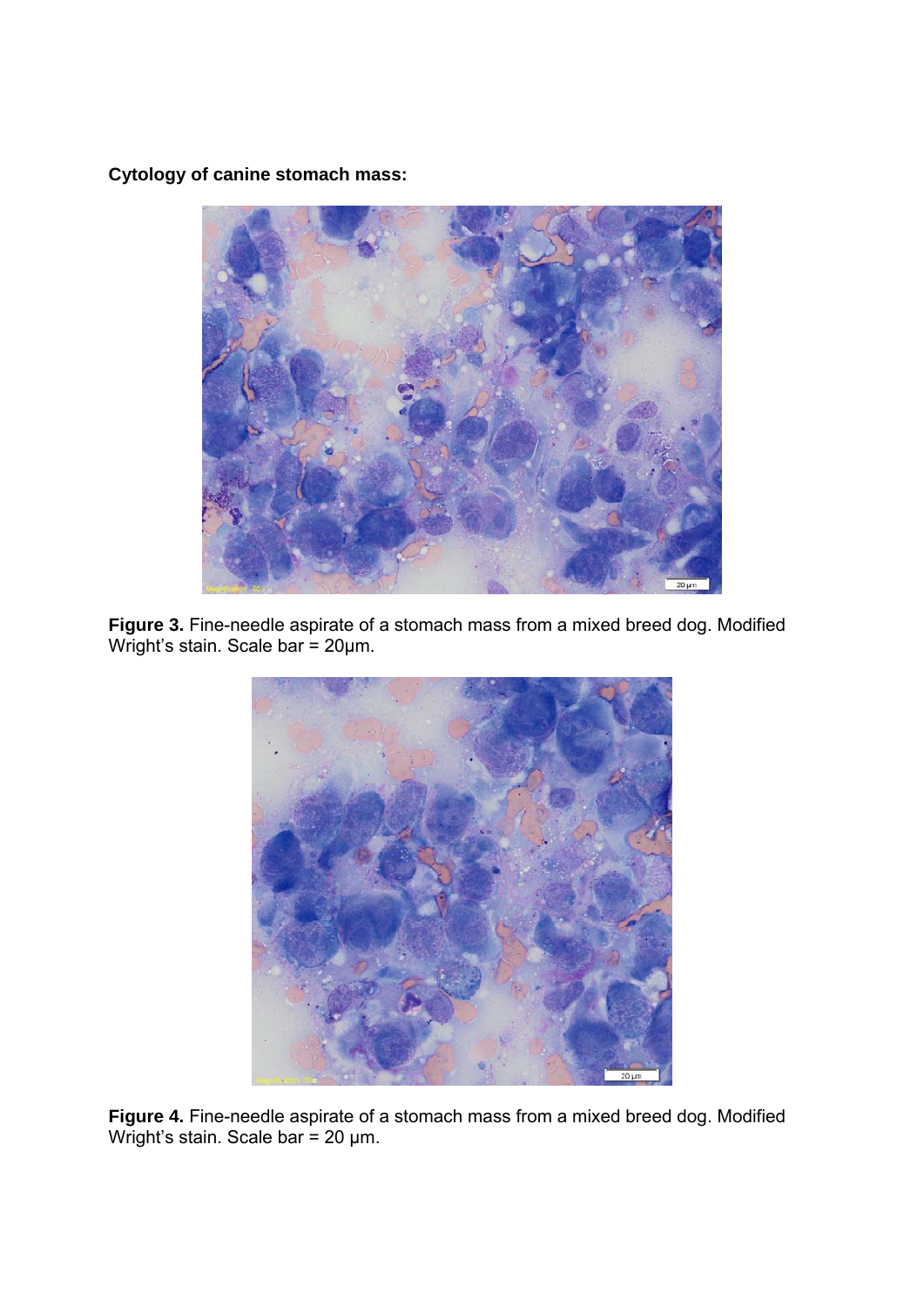**Cytology of canine stomach mass:**

**Figure 3.** Fine-needle aspirate of a stomach mass from a mixed breed dog. Modified Wright's stain. Scale bar = 20μm.

**Figure 4.** Fine-needle aspirate of a stomach mass from a mixed breed dog. Modified Wright's stain. Scale bar = 20 μm.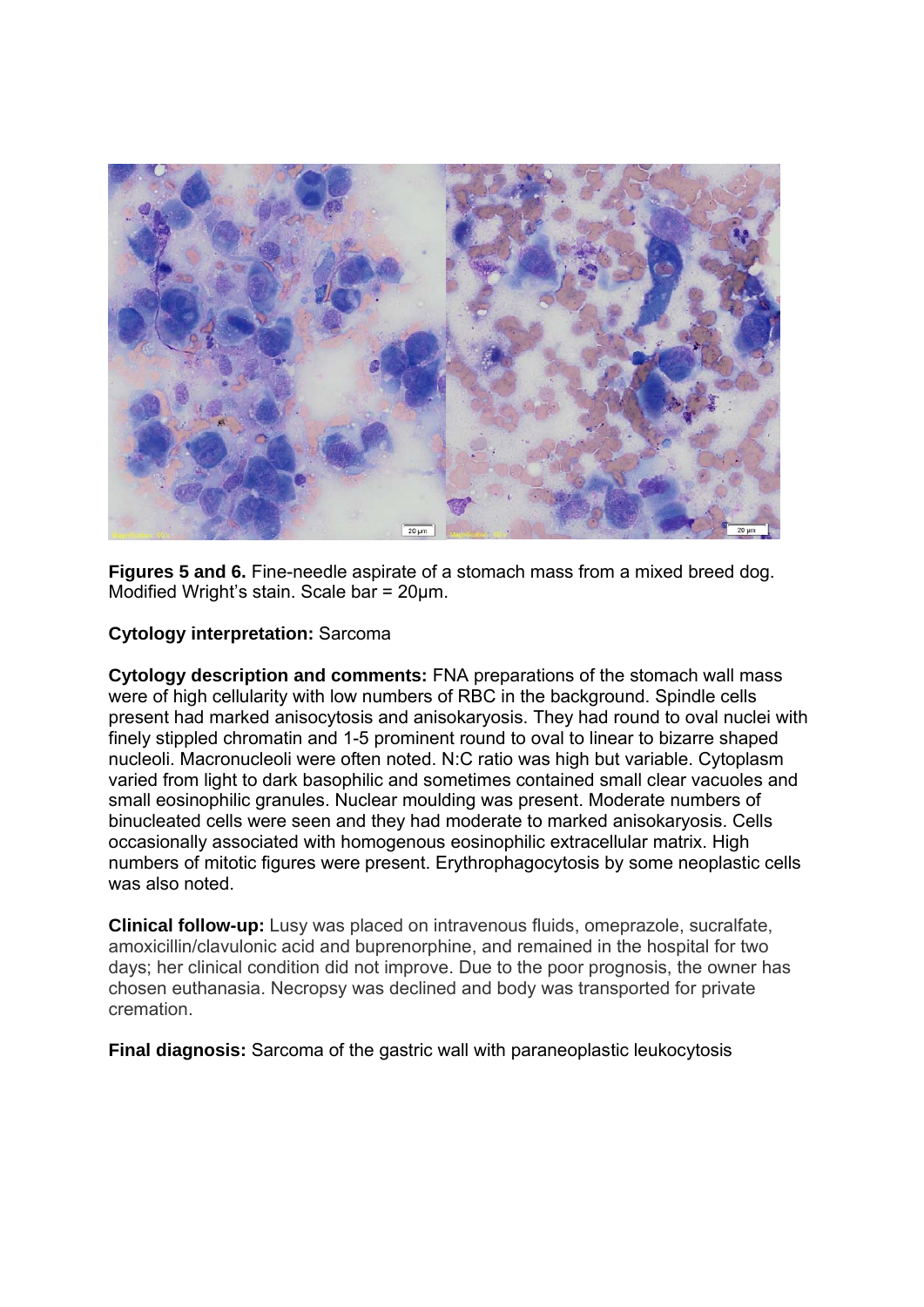**Figures 5 and 6.** Fine-needle aspirate of a stomach mass from a mixed breed dog. Modified Wright's stain. Scale bar = 20µm.

**Cytology interpretation:** Sarcoma

**Cytology description and comments:** FNA preparations of the stomach wall mass were of high cellularity with low numbers of RBC in the background. Spindle cells present had marked anisocytosis and anisokaryosis. They had round to oval nuclei with finely stippled chromatin and 1-5 prominent round to oval to linear to bizarre shaped nucleoli. Macronucleoli were often noted. N:C ratio was high but variable. Cytoplasm varied from light to dark basophilic and sometimes contained small clear vacuoles and small eosinophilic granules. Nuclear moulding was present. Moderate numbers of binucleated cells were seen and they had moderate to marked anisokaryosis. Cells occasionally associated with homogenous eosinophilic extracellular matrix. High numbers of mitotic figures were present. Erythrophagocytosis by some neoplastic cells was also noted.

**Clinical follow-up:** Lusy was placed on intravenous fluids, omeprazole, sucralfate, amoxicillin/clavulonic acid and buprenorphine, and remained in the hospital for two days; her clinical condition did not improve. Due to the poor prognosis, the owner has chosen euthanasia. Necropsy was declined and body was transported for private cremation.

**Final diagnosis:** Sarcoma of the gastric wall with paraneoplastic leukocytosis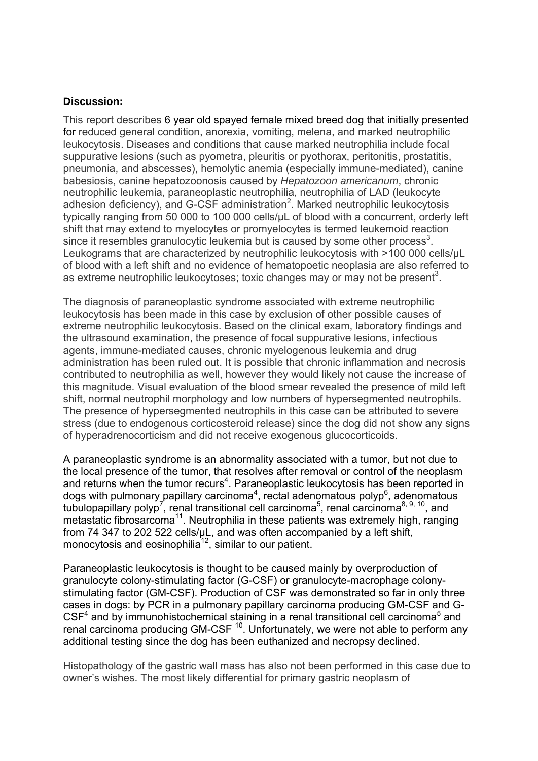**Discussion:**

This report describes 6 year old spayed female mixed breed dog that initially presented for reduced general condition, anorexia, vomiting, melena, and marked neutrophilic leukocytosis. Diseases and conditions that cause marked neutrophilia include focal suppurative lesions (such as pyometra, pleuritis or pyothorax, peritonitis, prostatitis, pneumonia, and abscesses), hemolytic anemia (especially immune-mediated), canine babesiosis, canine hepatozoonosis caused by *Hepatozoon americanum*, chronic neutrophilic leukemia, paraneoplastic neutrophilia, neutrophilia of LAD (leukocyte adhesion deficiency), and G-CSF administration[2]. Marked neutrophilic leukocytosis typically ranging from 50 000 to 100 000 cells/µL of blood with a concurrent, orderly left shift that may extend to myelocytes or promyelocytes is termed leukemoid reaction since it resembles granulocytic leukemia but is caused by some other process[3]. Leukograms that are characterized by neutrophilic leukocytosis with >100 000 cells/µL of blood with a left shift and no evidence of hematopoetic neoplasia are also referred to as extreme neutrophilic leukocytoses; toxic changes may or may not be present[3].

The diagnosis of paraneoplastic syndrome associated with extreme neutrophilic leukocytosis has been made in this case by exclusion of other possible causes of extreme neutrophilic leukocytosis. Based on the clinical exam, laboratory findings and the ultrasound examination, the presence of focal suppurative lesions, infectious agents, immune-mediated causes, chronic myelogenous leukemia and drug administration has been ruled out. It is possible that chronic inflammation and necrosis contributed to neutrophilia as well, however they would likely not cause the increase of this magnitude. Visual evaluation of the blood smear revealed the presence of mild left shift, normal neutrophil morphology and low numbers of hypersegmented neutrophils. The presence of hypersegmented neutrophils in this case can be attributed to severe stress (due to endogenous corticosteroid release) since the dog did not show any signs of hyperadrenocorticism and did not receive exogenous glucocorticoids.

A paraneoplastic syndrome is an abnormality associated with a tumor, but not due to the local presence of the tumor, that resolves after removal or control of the neoplasm and returns when the tumor recurs[4]. Paraneoplastic leukocytosis has been reported in dogs with pulmonary papillary carcinoma[4], rectal adenomatous polyp[6], adenomatous tubulopapillary polyp[7], renal transitional cell carcinoma[5], renal carcinoma[8, 9, 10], and metastatic fibrosarcoma[11]. Neutrophilia in these patients was extremely high, ranging from 74 347 to 202 522 cells/µL, and was often accompanied by a left shift, monocytosis and eosinophilia[12], similar to our patient.

Paraneoplastic leukocytosis is thought to be caused mainly by overproduction of granulocyte colony-stimulating factor (G-CSF) or granulocyte-macrophage colony-stimulating factor (GM-CSF). Production of CSF was demonstrated so far in only three cases in dogs: by PCR in a pulmonary papillary carcinoma producing GM-CSF and G-CSF[4] and by immunohistochemical staining in a renal transitional cell carcinoma[5] and renal carcinoma producing GM-CSF [10]. Unfortunately, we were not able to perform any additional testing since the dog has been euthanized and necropsy declined.

Histopathology of the gastric wall mass has also not been performed in this case due to owner's wishes. The most likely differential for primary gastric neoplasm of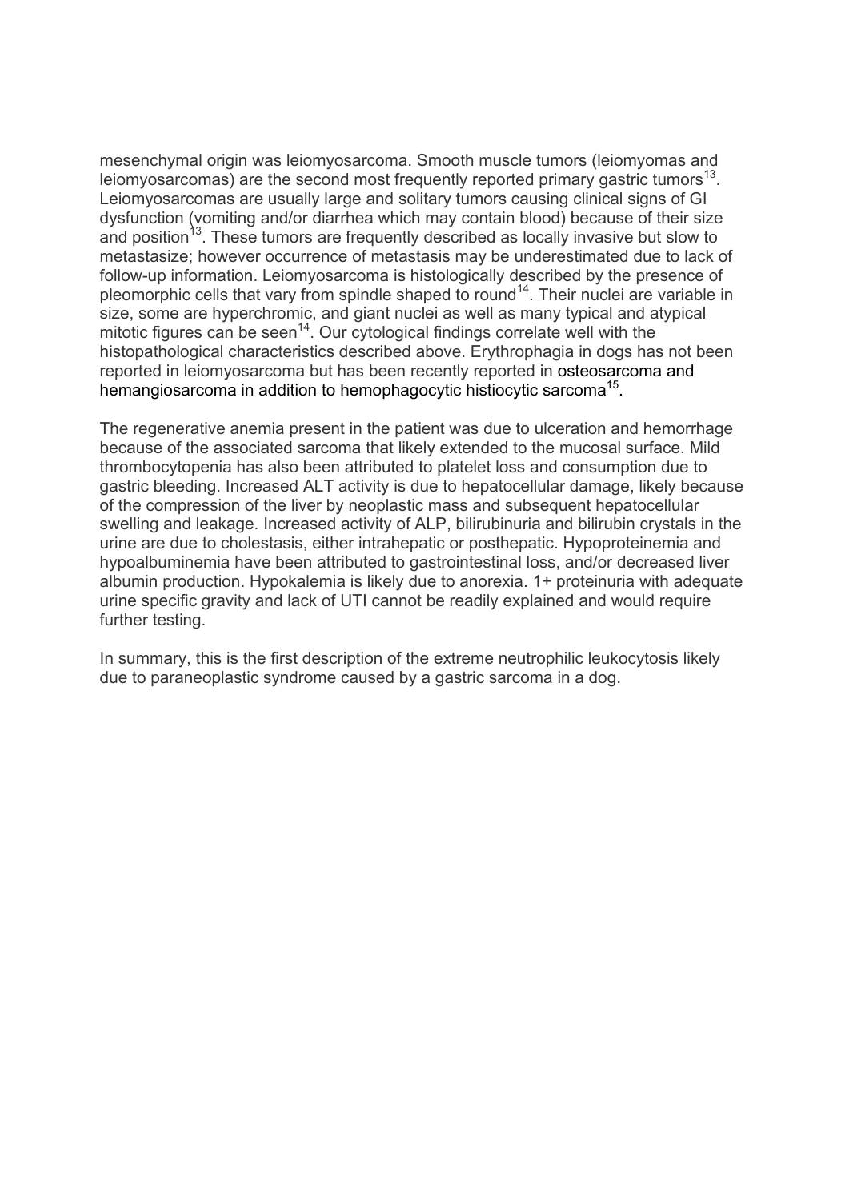mesenchymal origin was leiomyosarcoma. Smooth muscle tumors (leiomyomas and leiomyosarcomas) are the second most frequently reported primary gastric tumors[13]. Leiomyosarcomas are usually large and solitary tumors causing clinical signs of GI dysfunction (vomiting and/or diarrhea which may contain blood) because of their size and position[13]. These tumors are frequently described as locally invasive but slow to metastasize; however occurrence of metastasis may be underestimated due to lack of follow-up information. Leiomyosarcoma is histologically described by the presence of pleomorphic cells that vary from spindle shaped to round[14]. Their nuclei are variable in size, some are hyperchromic, and giant nuclei as well as many typical and atypical mitotic figures can be seen[14]. Our cytological findings correlate well with the histopathological characteristics described above. Erythrophagia in dogs has not been reported in leiomyosarcoma but has been recently reported in osteosarcoma and hemangiosarcoma in addition to hemophagocytic histiocytic sarcoma[15].

The regenerative anemia present in the patient was due to ulceration and hemorrhage because of the associated sarcoma that likely extended to the mucosal surface. Mild thrombocytopenia has also been attributed to platelet loss and consumption due to gastric bleeding. Increased ALT activity is due to hepatocellular damage, likely because of the compression of the liver by neoplastic mass and subsequent hepatocellular swelling and leakage. Increased activity of ALP, bilirubinuria and bilirubin crystals in the urine are due to cholestasis, either intrahepatic or posthepatic. Hypoproteinemia and hypoalbuminemia have been attributed to gastrointestinal loss, and/or decreased liver albumin production. Hypokalemia is likely due to anorexia. 1+ proteinuria with adequate urine specific gravity and lack of UTI cannot be readily explained and would require further testing.

In summary, this is the first description of the extreme neutrophilic leukocytosis likely due to paraneoplastic syndrome caused by a gastric sarcoma in a dog.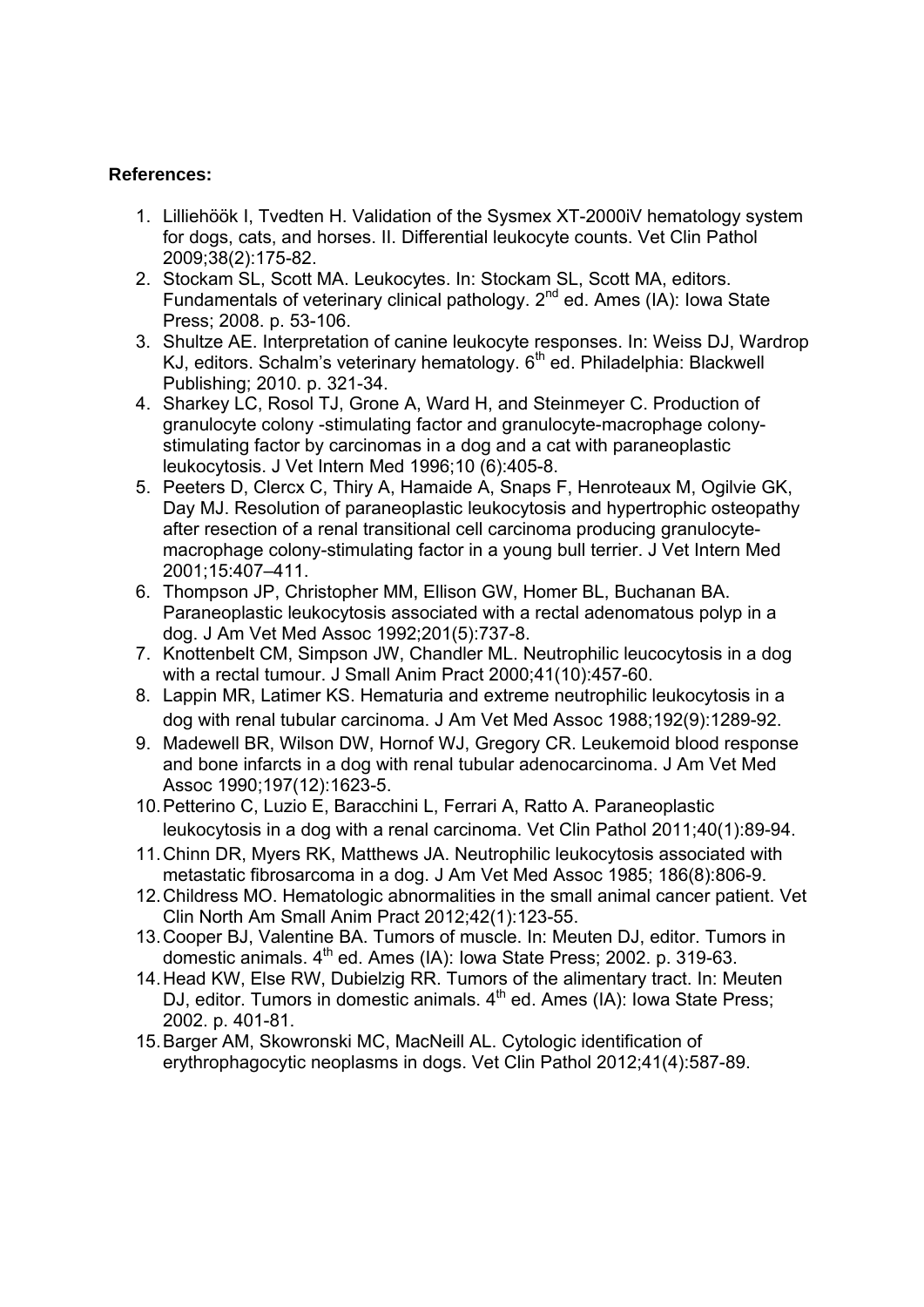**References:**

1. Lilliehöök I, Tvedten H. Validation of the Sysmex XT-2000iV hematology system for dogs, cats, and horses. II. Differential leukocyte counts. Vet Clin Pathol 2009;38(2):175-82.
2. Stockam SL, Scott MA. Leukocytes. In: Stockam SL, Scott MA, editors. Fundamentals of veterinary clinical pathology. 2nd ed. Ames (IA): Iowa State Press; 2008. p. 53-106.
3. Shultze AE. Interpretation of canine leukocyte responses. In: Weiss DJ, Wardrop KJ, editors. Schalm's veterinary hematology. 6th ed. Philadelphia: Blackwell Publishing; 2010. p. 321-34.
4. Sharkey LC, Rosol TJ, Grone A, Ward H, and Steinmeyer C. Production of granulocyte colony -stimulating factor and granulocyte-macrophage colony-stimulating factor by carcinomas in a dog and a cat with paraneoplastic leukocytosis. J Vet Intern Med 1996;10 (6):405-8.
5. Peeters D, Clercx C, Thiry A, Hamaide A, Snaps F, Henroteaux M, Ogilvie GK, Day MJ. Resolution of paraneoplastic leukocytosis and hypertrophic osteopathy after resection of a renal transitional cell carcinoma producing granulocyte-macrophage colony-stimulating factor in a young bull terrier. J Vet Intern Med 2001;15:407–411.
6. Thompson JP, Christopher MM, Ellison GW, Homer BL, Buchanan BA. Paraneoplastic leukocytosis associated with a rectal adenomatous polyp in a dog. J Am Vet Med Assoc 1992;201(5):737-8.
7. Knottenbelt CM, Simpson JW, Chandler ML. Neutrophilic leucocytosis in a dog with a rectal tumour. J Small Anim Pract 2000;41(10):457-60.
8. Lappin MR, Latimer KS. Hematuria and extreme neutrophilic leukocytosis in a dog with renal tubular carcinoma. J Am Vet Med Assoc 1988;192(9):1289-92.
9. Madewell BR, Wilson DW, Hornof WJ, Gregory CR. Leukemoid blood response and bone infarcts in a dog with renal tubular adenocarcinoma. J Am Vet Med Assoc 1990;197(12):1623-5.
10. Petterino C, Luzio E, Baracchini L, Ferrari A, Ratto A. Paraneoplastic leukocytosis in a dog with a renal carcinoma. Vet Clin Pathol 2011;40(1):89-94.
11. Chinn DR, Myers RK, Matthews JA. Neutrophilic leukocytosis associated with metastatic fibrosarcoma in a dog. J Am Vet Med Assoc 1985; 186(8):806-9.
12. Childress MO. Hematologic abnormalities in the small animal cancer patient. Vet Clin North Am Small Anim Pract 2012;42(1):123-55.
13. Cooper BJ, Valentine BA. Tumors of muscle. In: Meuten DJ, editor. Tumors in domestic animals. 4th ed. Ames (IA): Iowa State Press; 2002. p. 319-63.
14. Head KW, Else RW, Dubielzig RR. Tumors of the alimentary tract. In: Meuten DJ, editor. Tumors in domestic animals. 4th ed. Ames (IA): Iowa State Press; 2002. p. 401-81.
15. Barger AM, Skowronski MC, MacNeill AL. Cytologic identification of erythrophagocytic neoplasms in dogs. Vet Clin Pathol 2012;41(4):587-89.